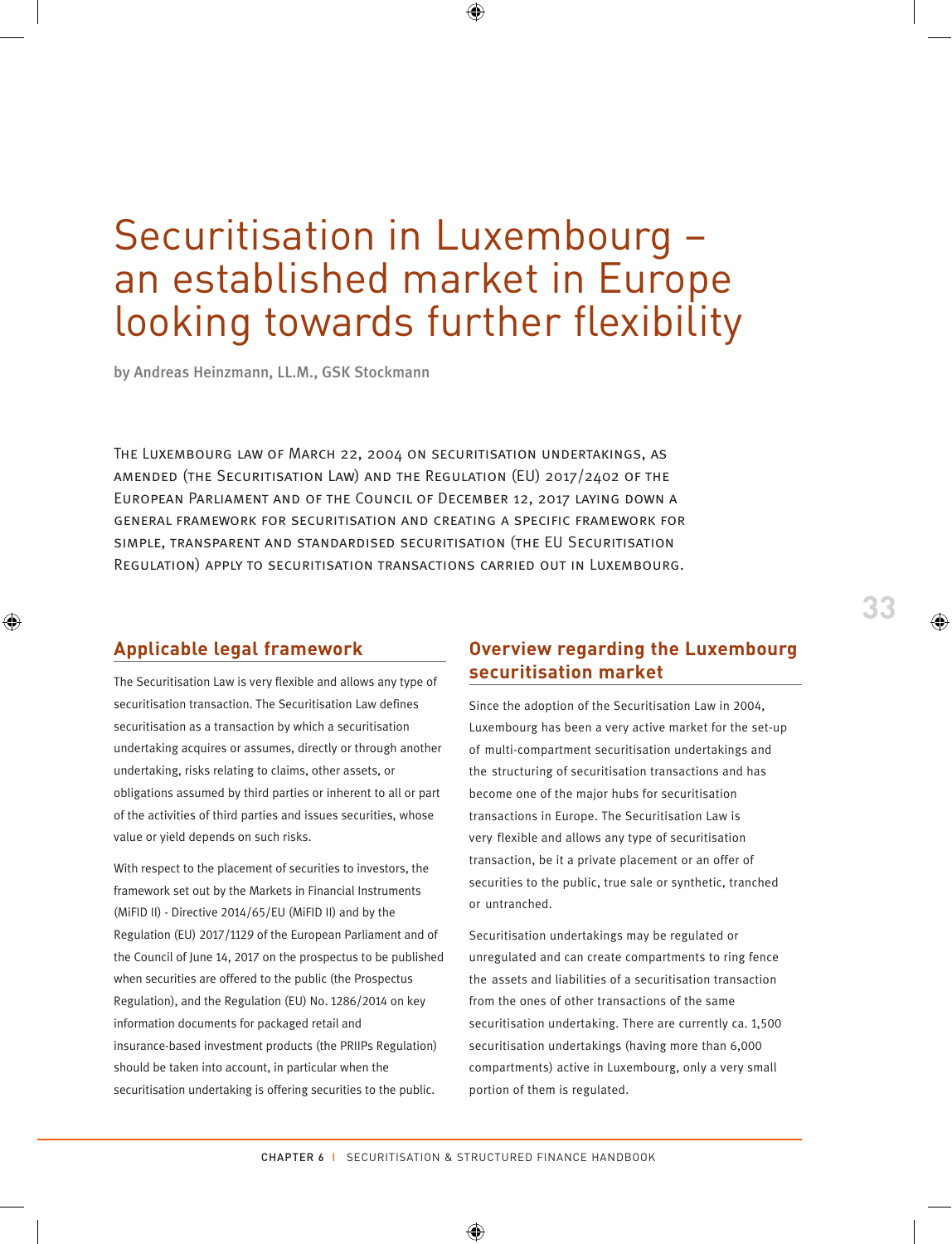# Securitisation in Luxembourg – an established market in Europe looking towards further flexibility

by Andreas Heinzmann, LL.M., GSK Stockmann

The Luxembourg law of March 22, 2004 on securitisation undertakings, as amended (the Securitisation Law) and the Regulation (EU) 2017/2402 of the European Parliament and of the Council of December 12, 2017 laying down a general framework for securitisation and creating a specific framework for simple, transparent and standardised securitisation (the EU Securitisation Regulation) apply to securitisation transactions carried out in Luxembourg.

## Applicable legal framework

The Securitisation Law is very flexible and allows any type of securitisation transaction. The Securitisation Law defines securitisation as a transaction by which a securitisation undertaking acquires or assumes, directly or through another undertaking, risks relating to claims, other assets, or obligations assumed by third parties or inherent to all or part of the activities of third parties and issues securities, whose value or yield depends on such risks.

With respect to the placement of securities to investors, the framework set out by the Markets in Financial Instruments (MiFID II) - Directive 2014/65/EU (MiFID II) and by the Regulation (EU) 2017/1129 of the European Parliament and of the Council of June 14, 2017 on the prospectus to be published when securities are offered to the public (the Prospectus Regulation), and the Regulation (EU) No. 1286/2014 on key information documents for packaged retail and insurance-based investment products (the PRIIPs Regulation) should be taken into account, in particular when the securitisation undertaking is offering securities to the public.

## Overview regarding the Luxembourg securitisation market

Since the adoption of the Securitisation Law in 2004, Luxembourg has been a very active market for the set-up of multi-compartment securitisation undertakings and the structuring of securitisation transactions and has become one of the major hubs for securitisation transactions in Europe. The Securitisation Law is very flexible and allows any type of securitisation transaction, be it a private placement or an offer of securities to the public, true sale or synthetic, tranched or untranched.

Securitisation undertakings may be regulated or unregulated and can create compartments to ring fence the assets and liabilities of a securitisation transaction from the ones of other transactions of the same securitisation undertaking. There are currently ca. 1,500 securitisation undertakings (having more than 6,000 compartments) active in Luxembourg, only a very small portion of them is regulated.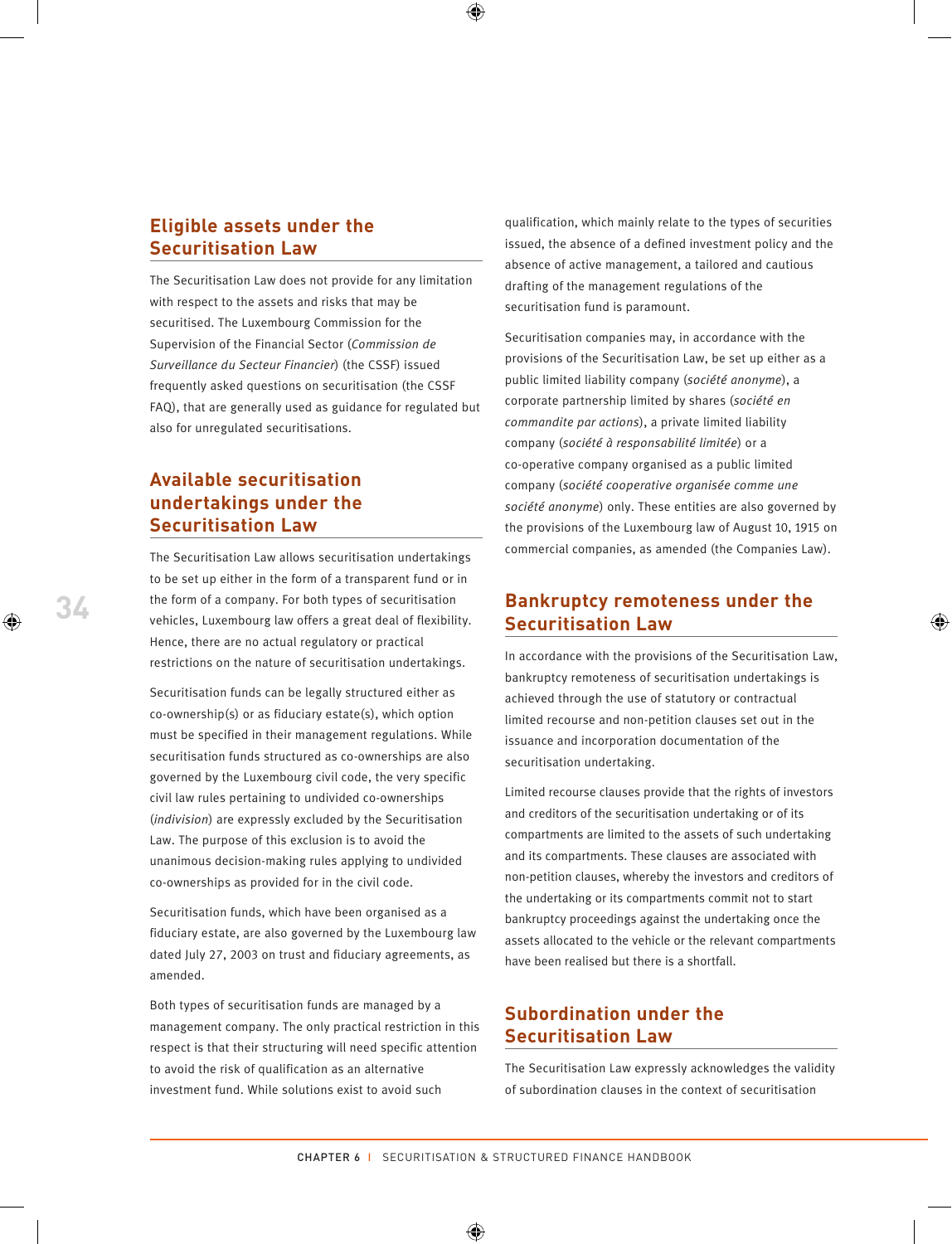## Eligible assets under the Securitisation Law

The Securitisation Law does not provide for any limitation with respect to the assets and risks that may be securitised. The Luxembourg Commission for the Supervision of the Financial Sector (*Commission de Surveillance du Secteur Financier*) (the CSSF) issued frequently asked questions on securitisation (the CSSF FAQ), that are generally used as guidance for regulated but also for unregulated securitisations.

## Available securitisation undertakings under the Securitisation Law

The Securitisation Law allows securitisation undertakings to be set up either in the form of a transparent fund or in the form of a company. For both types of securitisation vehicles, Luxembourg law offers a great deal of flexibility. Hence, there are no actual regulatory or practical restrictions on the nature of securitisation undertakings.

Securitisation funds can be legally structured either as co-ownership(s) or as fiduciary estate(s), which option must be specified in their management regulations. While securitisation funds structured as co-ownerships are also governed by the Luxembourg civil code, the very specific civil law rules pertaining to undivided co-ownerships (*indivision*) are expressly excluded by the Securitisation Law. The purpose of this exclusion is to avoid the unanimous decision-making rules applying to undivided co-ownerships as provided for in the civil code.

Securitisation funds, which have been organised as a fiduciary estate, are also governed by the Luxembourg law dated July 27, 2003 on trust and fiduciary agreements, as amended.

Both types of securitisation funds are managed by a management company. The only practical restriction in this respect is that their structuring will need specific attention to avoid the risk of qualification as an alternative investment fund. While solutions exist to avoid such qualification, which mainly relate to the types of securities issued, the absence of a defined investment policy and the absence of active management, a tailored and cautious drafting of the management regulations of the securitisation fund is paramount.

Securitisation companies may, in accordance with the provisions of the Securitisation Law, be set up either as a public limited liability company (*société anonyme*), a corporate partnership limited by shares (*société en commandite par actions*), a private limited liability company (*société à responsabilité limitée*) or a co-operative company organised as a public limited company (*société cooperative organisée comme une société anonyme*) only. These entities are also governed by the provisions of the Luxembourg law of August 10, 1915 on commercial companies, as amended (the Companies Law).

## Bankruptcy remoteness under the Securitisation Law

In accordance with the provisions of the Securitisation Law, bankruptcy remoteness of securitisation undertakings is achieved through the use of statutory or contractual limited recourse and non-petition clauses set out in the issuance and incorporation documentation of the securitisation undertaking.

Limited recourse clauses provide that the rights of investors and creditors of the securitisation undertaking or of its compartments are limited to the assets of such undertaking and its compartments. These clauses are associated with non-petition clauses, whereby the investors and creditors of the undertaking or its compartments commit not to start bankruptcy proceedings against the undertaking once the assets allocated to the vehicle or the relevant compartments have been realised but there is a shortfall.

## Subordination under the Securitisation Law

The Securitisation Law expressly acknowledges the validity of subordination clauses in the context of securitisation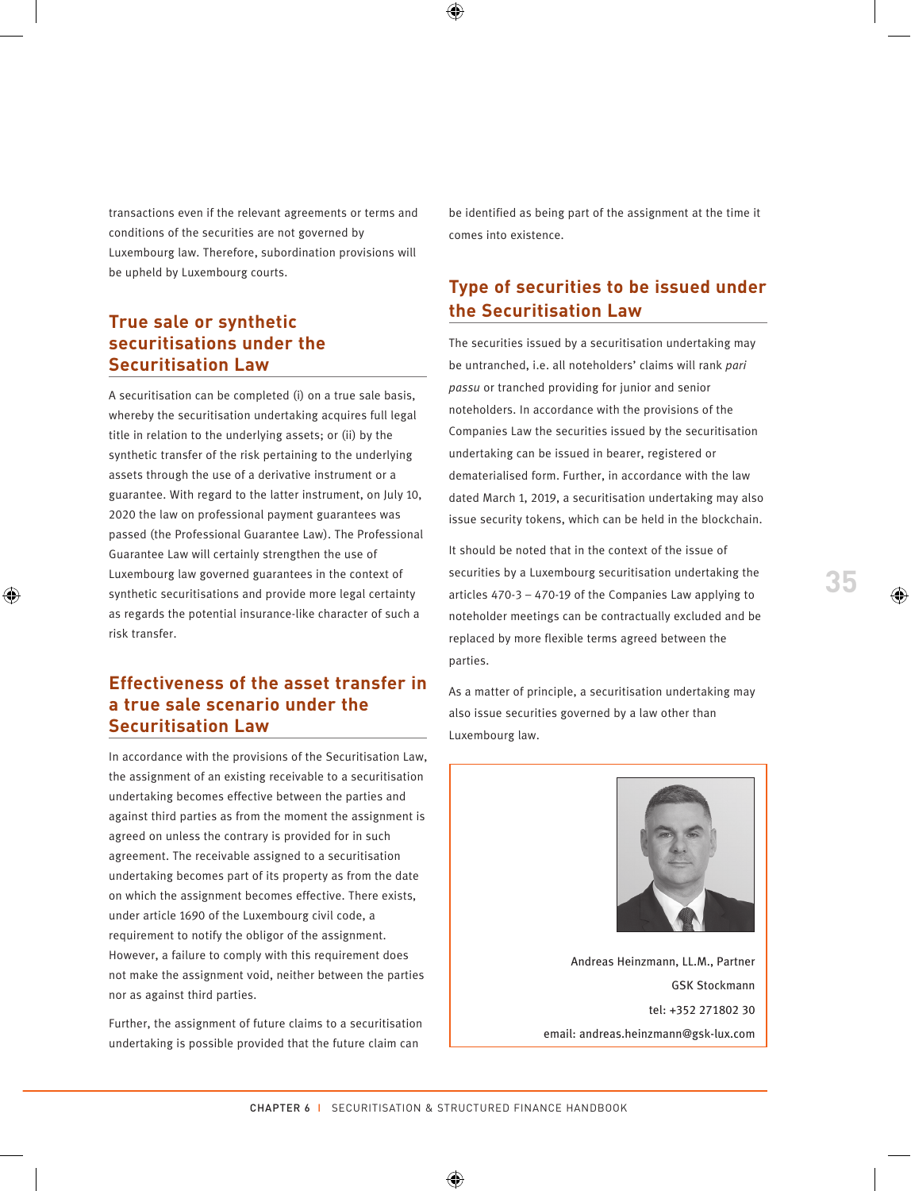transactions even if the relevant agreements or terms and conditions of the securities are not governed by Luxembourg law. Therefore, subordination provisions will be upheld by Luxembourg courts.

## True sale or synthetic securitisations under the Securitisation Law

A securitisation can be completed (i) on a true sale basis, whereby the securitisation undertaking acquires full legal title in relation to the underlying assets; or (ii) by the synthetic transfer of the risk pertaining to the underlying assets through the use of a derivative instrument or a guarantee. With regard to the latter instrument, on July 10, 2020 the law on professional payment guarantees was passed (the Professional Guarantee Law). The Professional Guarantee Law will certainly strengthen the use of Luxembourg law governed guarantees in the context of synthetic securitisations and provide more legal certainty as regards the potential insurance-like character of such a risk transfer.

## Effectiveness of the asset transfer in a true sale scenario under the Securitisation Law

In accordance with the provisions of the Securitisation Law, the assignment of an existing receivable to a securitisation undertaking becomes effective between the parties and against third parties as from the moment the assignment is agreed on unless the contrary is provided for in such agreement. The receivable assigned to a securitisation undertaking becomes part of its property as from the date on which the assignment becomes effective. There exists, under article 1690 of the Luxembourg civil code, a requirement to notify the obligor of the assignment. However, a failure to comply with this requirement does not make the assignment void, neither between the parties nor as against third parties.

Further, the assignment of future claims to a securitisation undertaking is possible provided that the future claim can be identified as being part of the assignment at the time it comes into existence.

## Type of securities to be issued under the Securitisation Law

The securities issued by a securitisation undertaking may be untranched, i.e. all noteholders' claims will rank *pari passu* or tranched providing for junior and senior noteholders. In accordance with the provisions of the Companies Law the securities issued by the securitisation undertaking can be issued in bearer, registered or dematerialised form. Further, in accordance with the law dated March 1, 2019, a securitisation undertaking may also issue security tokens, which can be held in the blockchain.

It should be noted that in the context of the issue of securities by a Luxembourg securitisation undertaking the articles 470-3 – 470-19 of the Companies Law applying to noteholder meetings can be contractually excluded and be replaced by more flexible terms agreed between the parties.

As a matter of principle, a securitisation undertaking may also issue securities governed by a law other than Luxembourg law.

Andreas Heinzmann, LL.M., Partner
GSK Stockmann
tel: +352 271802 30
email: andreas.heinzmann@gsk-lux.com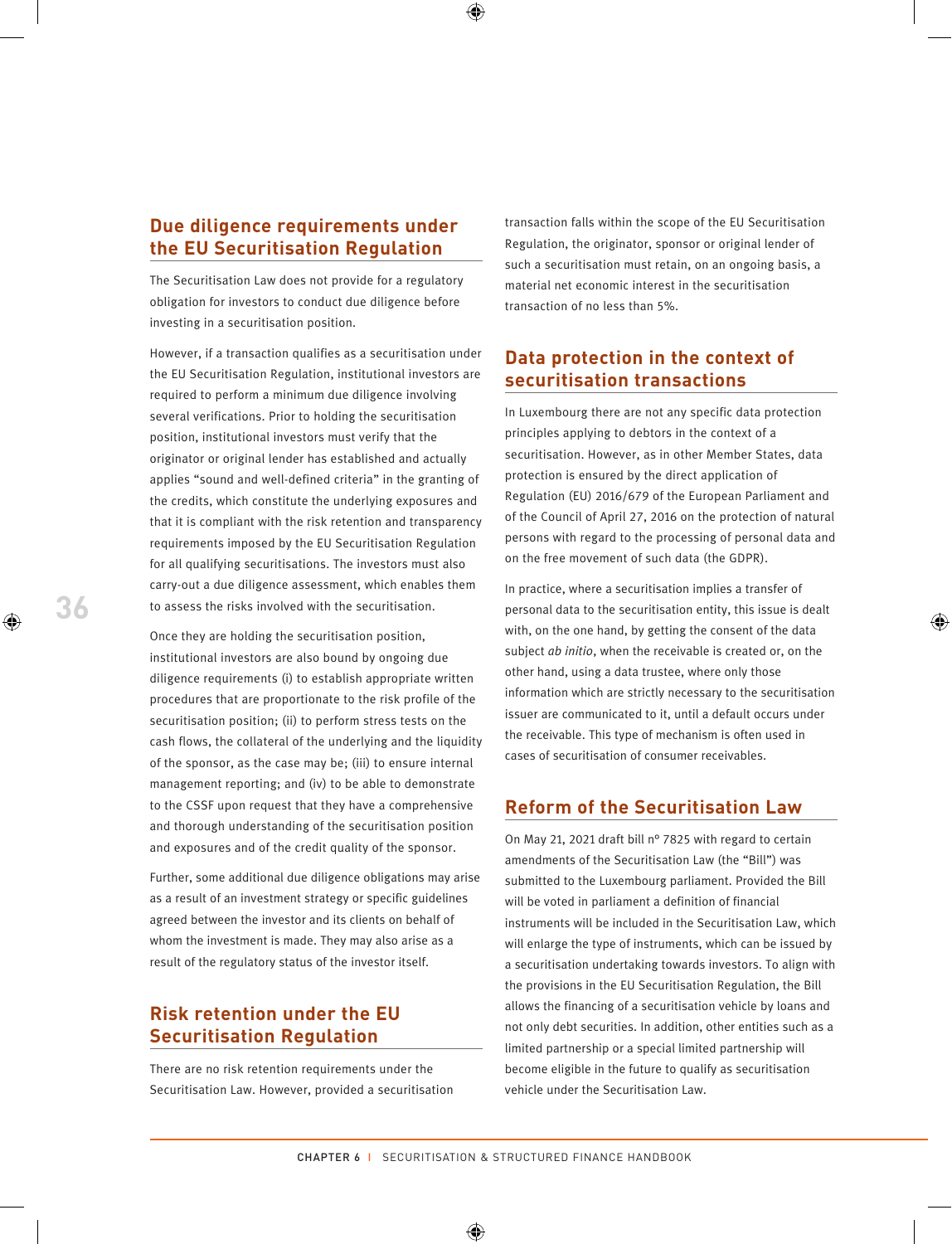## Due diligence requirements under the EU Securitisation Regulation

The Securitisation Law does not provide for a regulatory obligation for investors to conduct due diligence before investing in a securitisation position.

However, if a transaction qualifies as a securitisation under the EU Securitisation Regulation, institutional investors are required to perform a minimum due diligence involving several verifications. Prior to holding the securitisation position, institutional investors must verify that the originator or original lender has established and actually applies "sound and well-defined criteria" in the granting of the credits, which constitute the underlying exposures and that it is compliant with the risk retention and transparency requirements imposed by the EU Securitisation Regulation for all qualifying securitisations. The investors must also carry-out a due diligence assessment, which enables them to assess the risks involved with the securitisation.

Once they are holding the securitisation position, institutional investors are also bound by ongoing due diligence requirements (i) to establish appropriate written procedures that are proportionate to the risk profile of the securitisation position; (ii) to perform stress tests on the cash flows, the collateral of the underlying and the liquidity of the sponsor, as the case may be; (iii) to ensure internal management reporting; and (iv) to be able to demonstrate to the CSSF upon request that they have a comprehensive and thorough understanding of the securitisation position and exposures and of the credit quality of the sponsor.

Further, some additional due diligence obligations may arise as a result of an investment strategy or specific guidelines agreed between the investor and its clients on behalf of whom the investment is made. They may also arise as a result of the regulatory status of the investor itself.

## Risk retention under the EU Securitisation Regulation

There are no risk retention requirements under the Securitisation Law. However, provided a securitisation transaction falls within the scope of the EU Securitisation Regulation, the originator, sponsor or original lender of such a securitisation must retain, on an ongoing basis, a material net economic interest in the securitisation transaction of no less than 5%.

## Data protection in the context of securitisation transactions

In Luxembourg there are not any specific data protection principles applying to debtors in the context of a securitisation. However, as in other Member States, data protection is ensured by the direct application of Regulation (EU) 2016/679 of the European Parliament and of the Council of April 27, 2016 on the protection of natural persons with regard to the processing of personal data and on the free movement of such data (the GDPR).

In practice, where a securitisation implies a transfer of personal data to the securitisation entity, this issue is dealt with, on the one hand, by getting the consent of the data subject *ab initio*, when the receivable is created or, on the other hand, using a data trustee, where only those information which are strictly necessary to the securitisation issuer are communicated to it, until a default occurs under the receivable. This type of mechanism is often used in cases of securitisation of consumer receivables.

## Reform of the Securitisation Law

On May 21, 2021 draft bill nº 7825 with regard to certain amendments of the Securitisation Law (the "Bill") was submitted to the Luxembourg parliament. Provided the Bill will be voted in parliament a definition of financial instruments will be included in the Securitisation Law, which will enlarge the type of instruments, which can be issued by a securitisation undertaking towards investors. To align with the provisions in the EU Securitisation Regulation, the Bill allows the financing of a securitisation vehicle by loans and not only debt securities. In addition, other entities such as a limited partnership or a special limited partnership will become eligible in the future to qualify as securitisation vehicle under the Securitisation Law.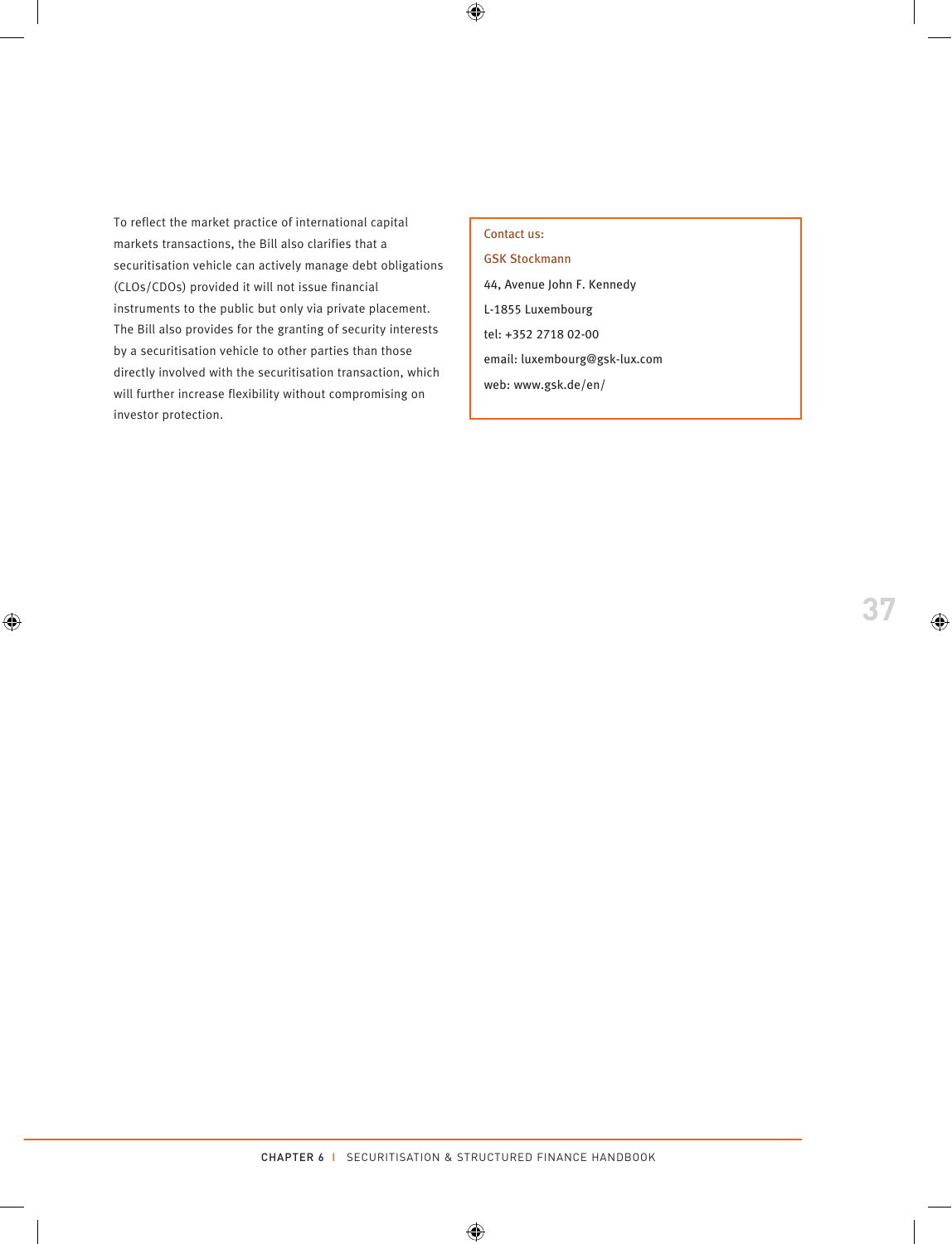To reflect the market practice of international capital markets transactions, the Bill also clarifies that a securitisation vehicle can actively manage debt obligations (CLOs/CDOs) provided it will not issue financial instruments to the public but only via private placement. The Bill also provides for the granting of security interests by a securitisation vehicle to other parties than those directly involved with the securitisation transaction, which will further increase flexibility without compromising on investor protection.

Contact us:

GSK Stockmann

44, Avenue John F. Kennedy

L-1855 Luxembourg

tel: +352 2718 02-00

email: luxembourg@gsk-lux.com

web: www.gsk.de/en/